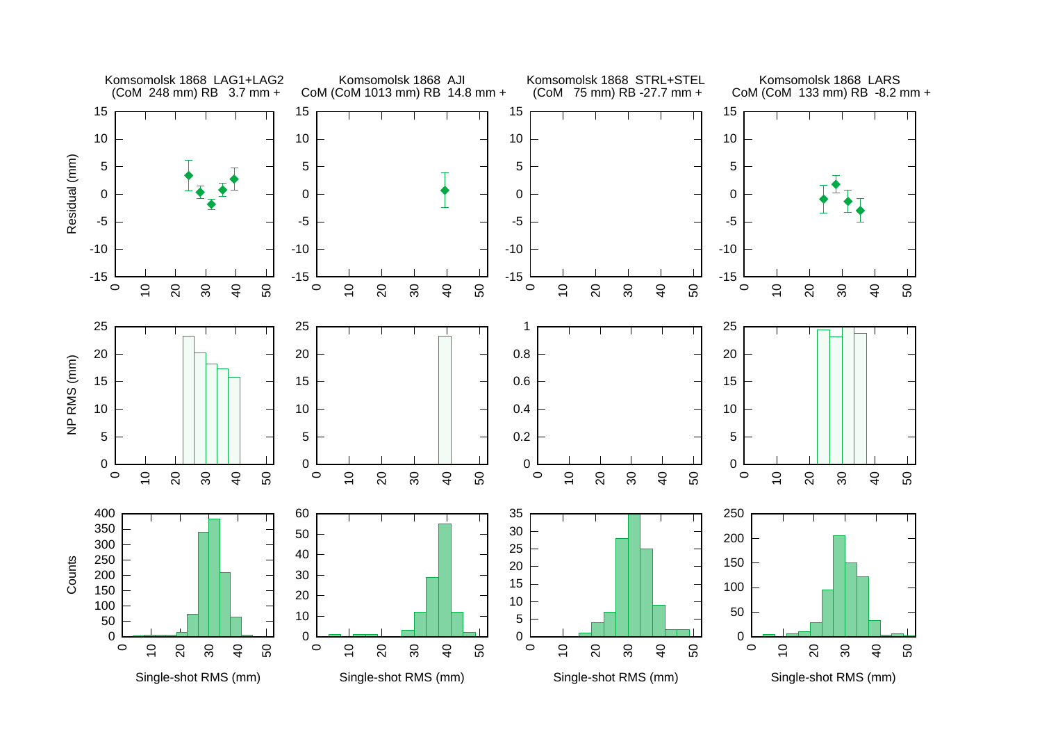Komsomolsk 1868 LAG1+LAG2
(CoM 248 mm) RB 3.7 mm +

Komsomolsk 1868 AJI
CoM (CoM 1013 mm) RB 14.8 mm +

Komsomolsk 1868 STRL+STEL
(CoM 75 mm) RB -27.7 mm +

Komsomolsk 1868 LARS
CoM (CoM 133 mm) RB -8.2 mm +

Residual (mm)

NP RMS (mm)

Counts

Single-shot RMS (mm)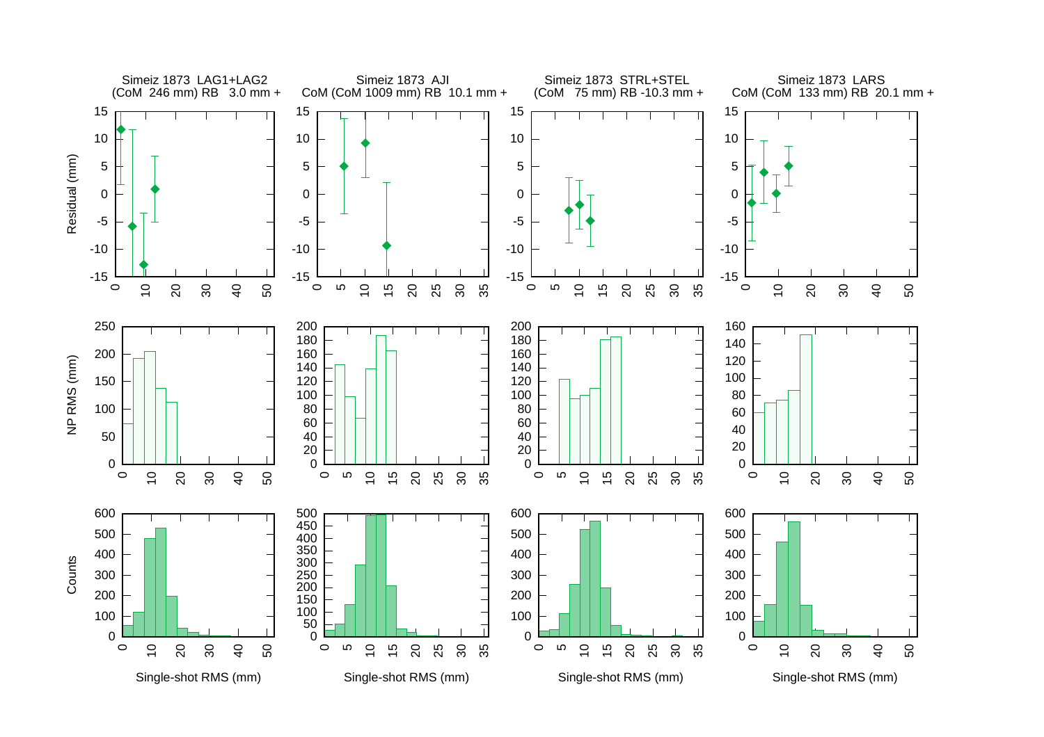Simeiz 1873 LAG1+LAG2
(CoM 246 mm) RB 3.0 mm +

Simeiz 1873 AJI
CoM (CoM 1009 mm) RB 10.1 mm +

Simeiz 1873 STRL+STEL
(CoM 75 mm) RB -10.3 mm +

Simeiz 1873 LARS
CoM (CoM 133 mm) RB 20.1 mm +

Residual (mm)

NP RMS (mm)

Counts

Single-shot RMS (mm)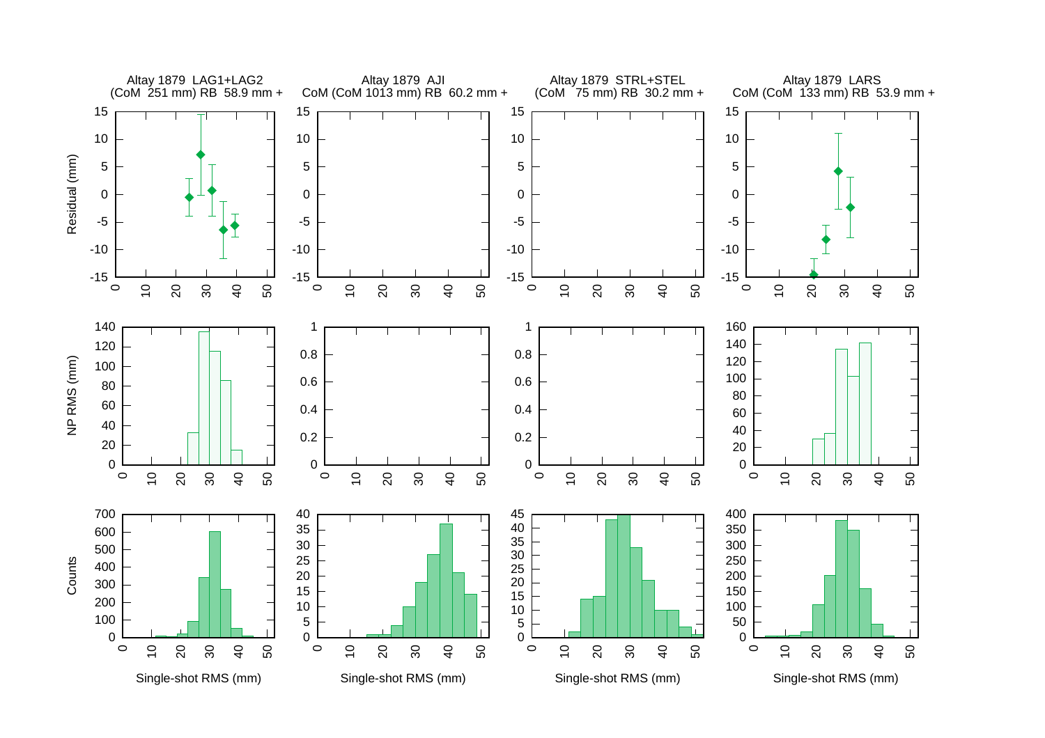Altay 1879 LAG1+LAG2
(CoM 251 mm) RB 58.9 mm +

Altay 1879 AJI
CoM (CoM 1013 mm) RB 60.2 mm +

Altay 1879 STRL+STEL
(CoM 75 mm) RB 30.2 mm +

Altay 1879 LARS
CoM (CoM 133 mm) RB 53.9 mm +

Residual (mm)

NP RMS (mm)

Counts

Single-shot RMS (mm)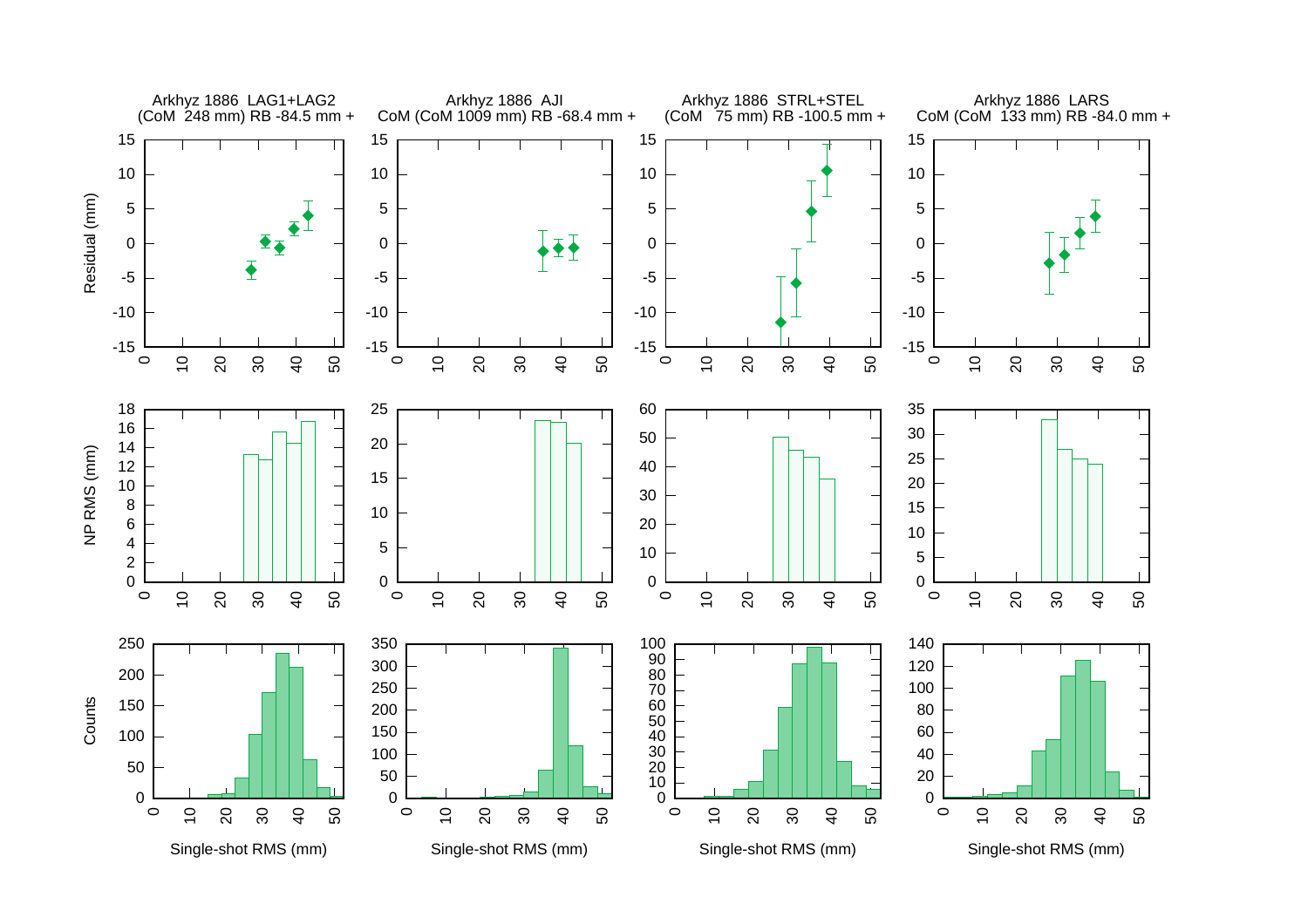Arkhyz 1886 LAG1+LAG2
(CoM 248 mm) RB -84.5 mm +

Arkhyz 1886 AJI
CoM (CoM 1009 mm) RB -68.4 mm +

Arkhyz 1886 STRL+STEL
(CoM 75 mm) RB -100.5 mm +

Arkhyz 1886 LARS
CoM (CoM 133 mm) RB -84.0 mm +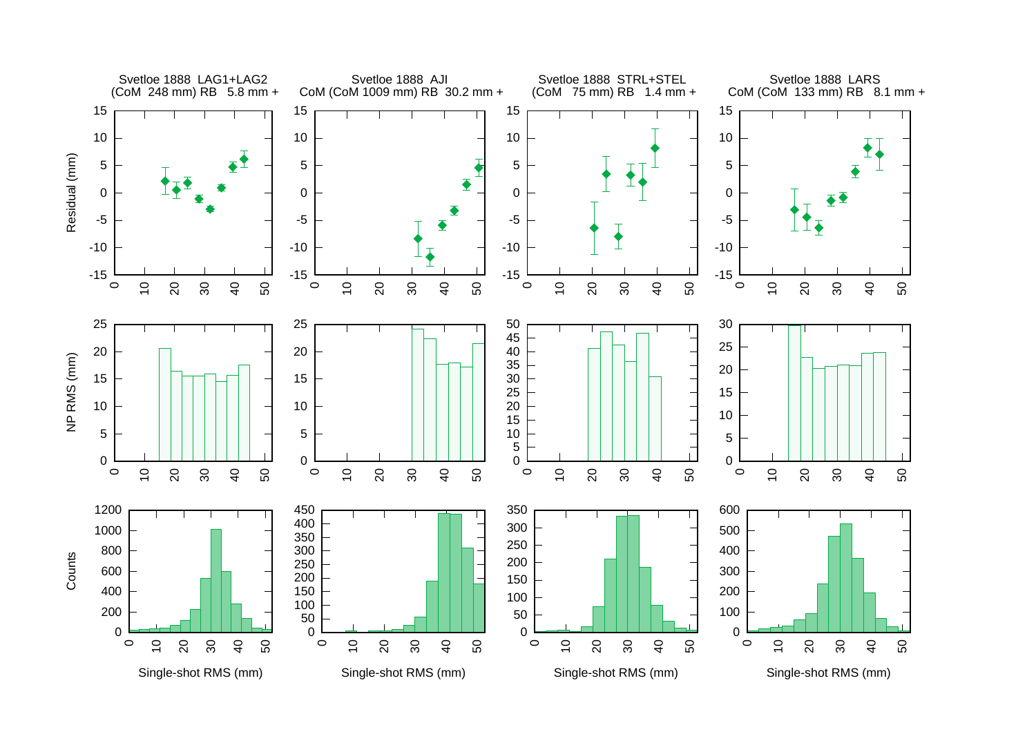Svetloe 1888 LAG1+LAG2
(CoM 248 mm) RB 5.8 mm +

Svetloe 1888 AJI
CoM (CoM 1009 mm) RB 30.2 mm +

Svetloe 1888 STRL+STEL
(CoM 75 mm) RB 1.4 mm +

Svetloe 1888 LARS
CoM (CoM 133 mm) RB 8.1 mm +

Residual (mm)

NP RMS (mm)

Counts

Single-shot RMS (mm)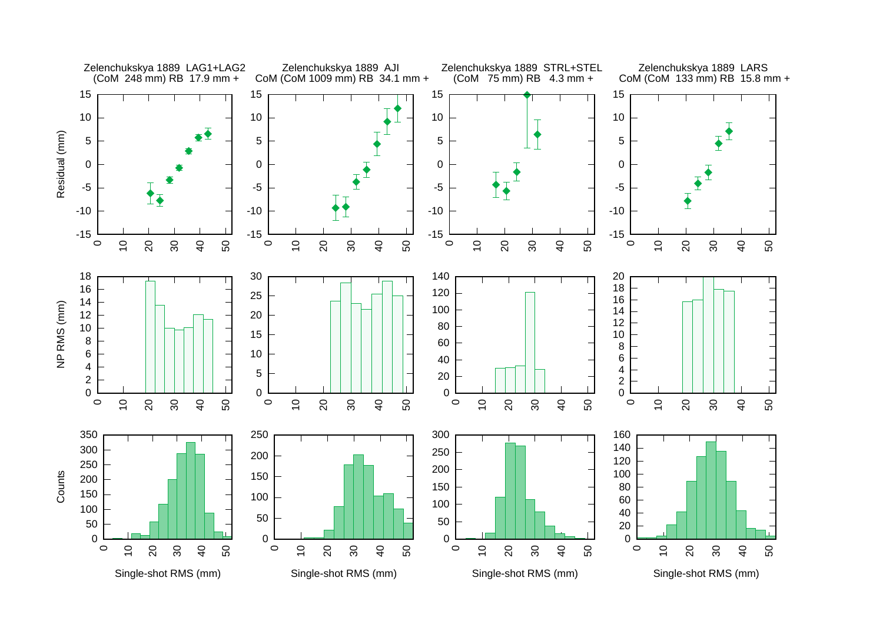Zelenchukskya 1889 LAG1+LAG2
(CoM 248 mm) RB 17.9 mm +

Zelenchukskya 1889 AJI
CoM (CoM 1009 mm) RB 34.1 mm +

Zelenchukskya 1889 STRL+STEL
(CoM 75 mm) RB 4.3 mm +

Zelenchukskya 1889 LARS
CoM (CoM 133 mm) RB 15.8 mm +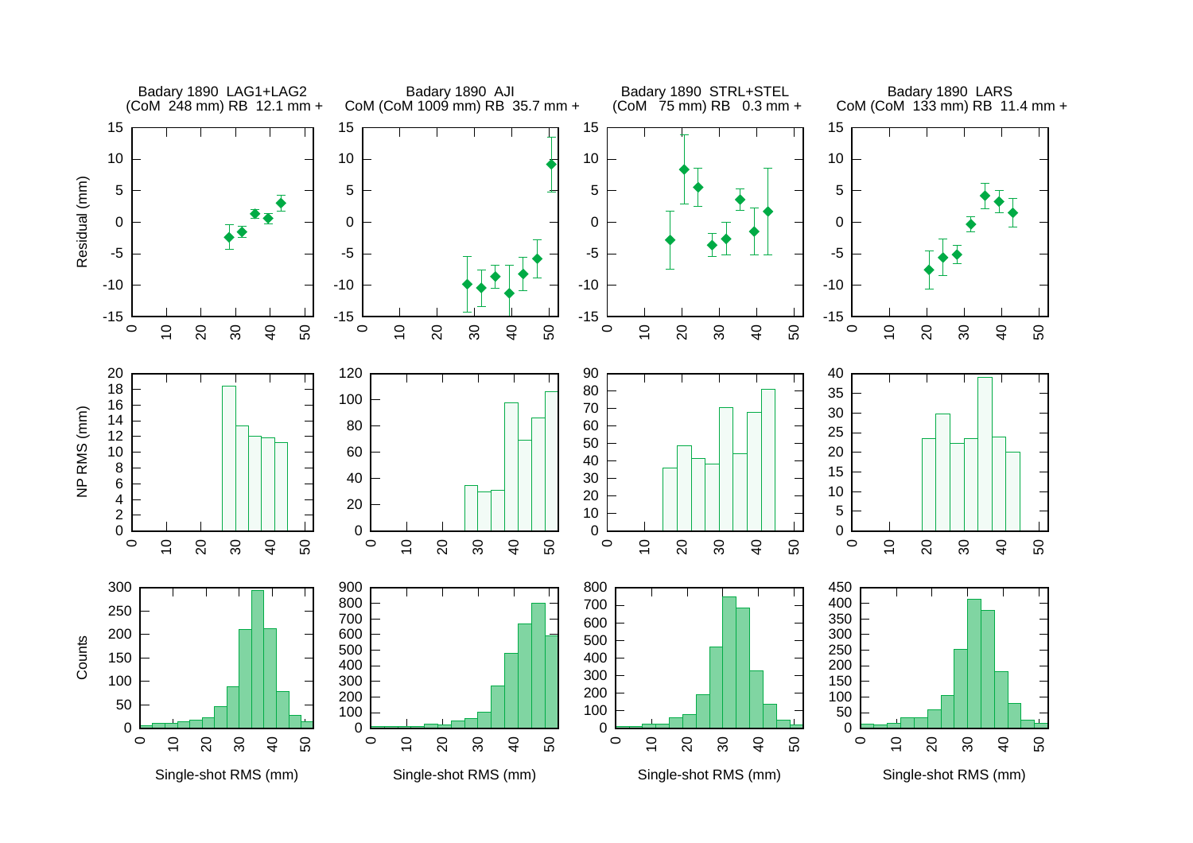Badary 1890 LAG1+LAG2
(CoM 248 mm) RB 12.1 mm +

Badary 1890 AJI
CoM (CoM 1009 mm) RB 35.7 mm +

Badary 1890 STRL+STEL
(CoM 75 mm) RB 0.3 mm +

Badary 1890 LARS
CoM (CoM 133 mm) RB 11.4 mm +

Residual (mm)

NP RMS (mm)

Counts

Single-shot RMS (mm)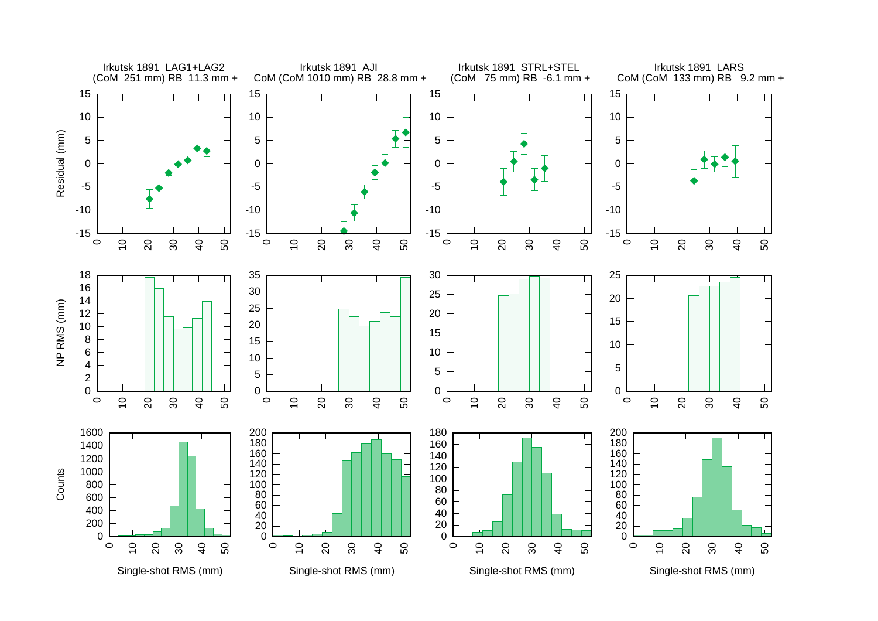Irkutsk 1891 LAG1+LAG2
(CoM 251 mm) RB 11.3 mm +

Irkutsk 1891 AJI
CoM (CoM 1010 mm) RB 28.8 mm +

Irkutsk 1891 STRL+STEL
(CoM 75 mm) RB -6.1 mm +

Irkutsk 1891 LARS
CoM (CoM 133 mm) RB 9.2 mm +

Residual (mm)

NP RMS (mm)

Counts

Single-shot RMS (mm)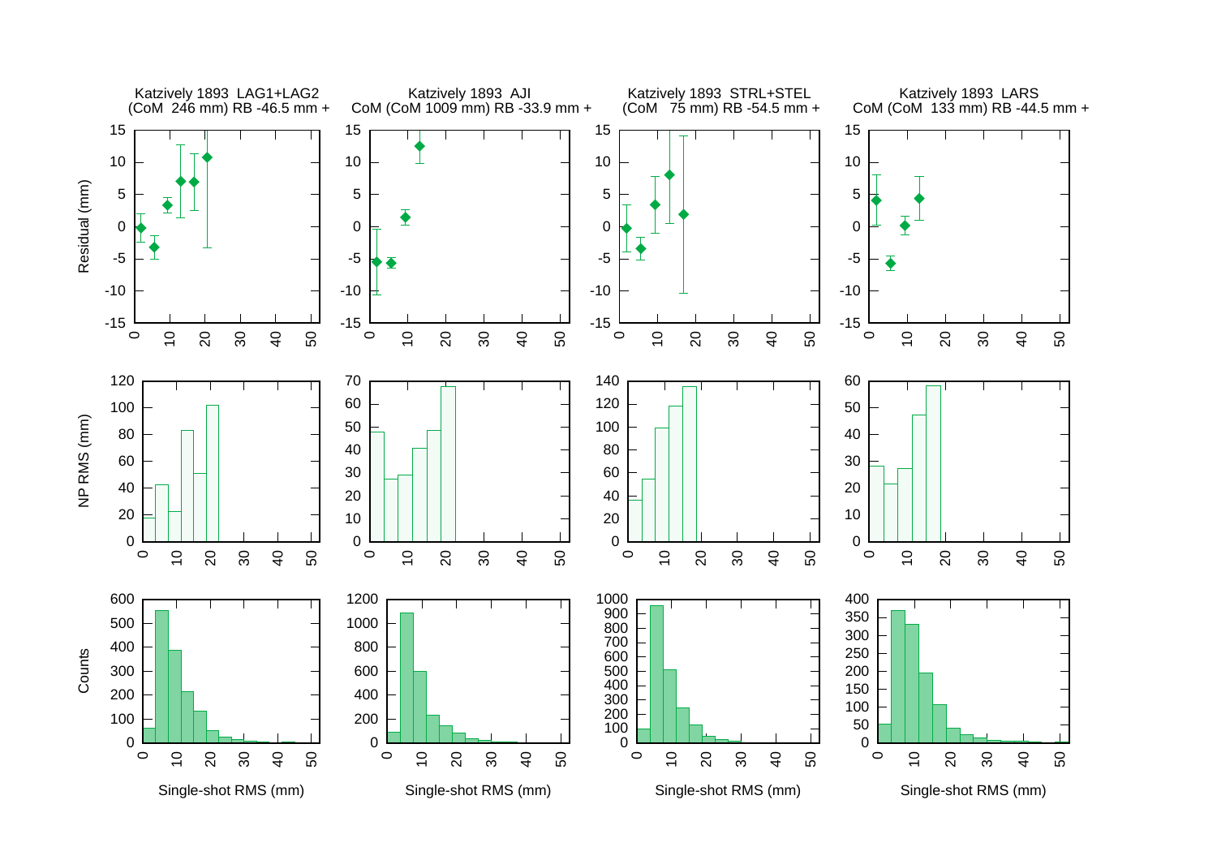Katzively 1893 LAG1+LAG2
(CoM 246 mm) RB -46.5 mm +

Katzively 1893 AJI
CoM (CoM 1009 mm) RB -33.9 mm +

Katzively 1893 STRL+STEL
(CoM 75 mm) RB -54.5 mm +

Katzively 1893 LARS
CoM (CoM 133 mm) RB -44.5 mm +

Residual (mm)

NP RMS (mm)

Counts

Single-shot RMS (mm)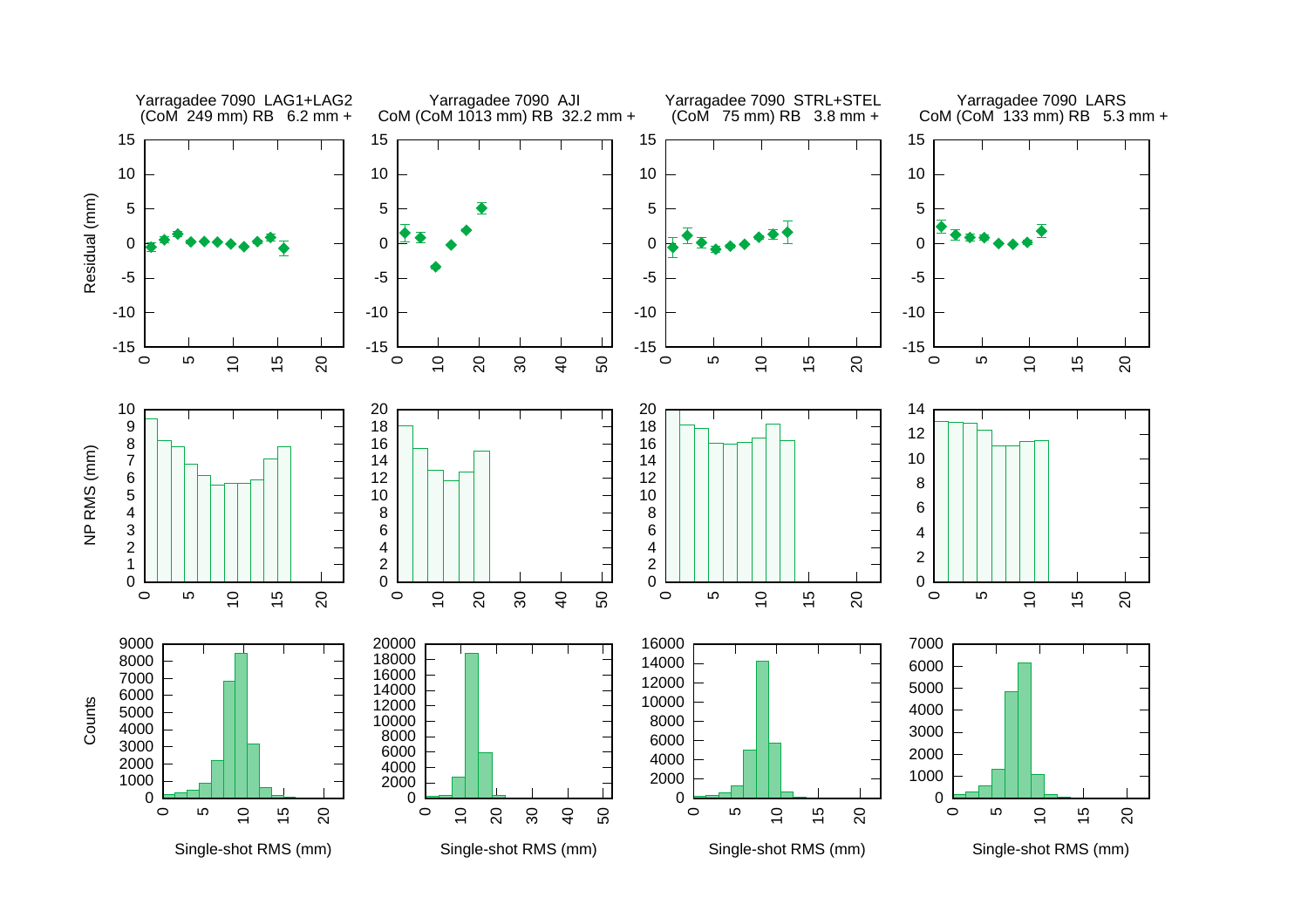Yarragadee 7090 LAG1+LAG2
(CoM 249 mm) RB 6.2 mm +

Yarragadee 7090 AJI
CoM (CoM 1013 mm) RB 32.2 mm +

Yarragadee 7090 STRL+STEL
(CoM 75 mm) RB 3.8 mm +

Yarragadee 7090 LARS
CoM (CoM 133 mm) RB 5.3 mm +

Residual (mm)

NP RMS (mm)

Counts

Single-shot RMS (mm)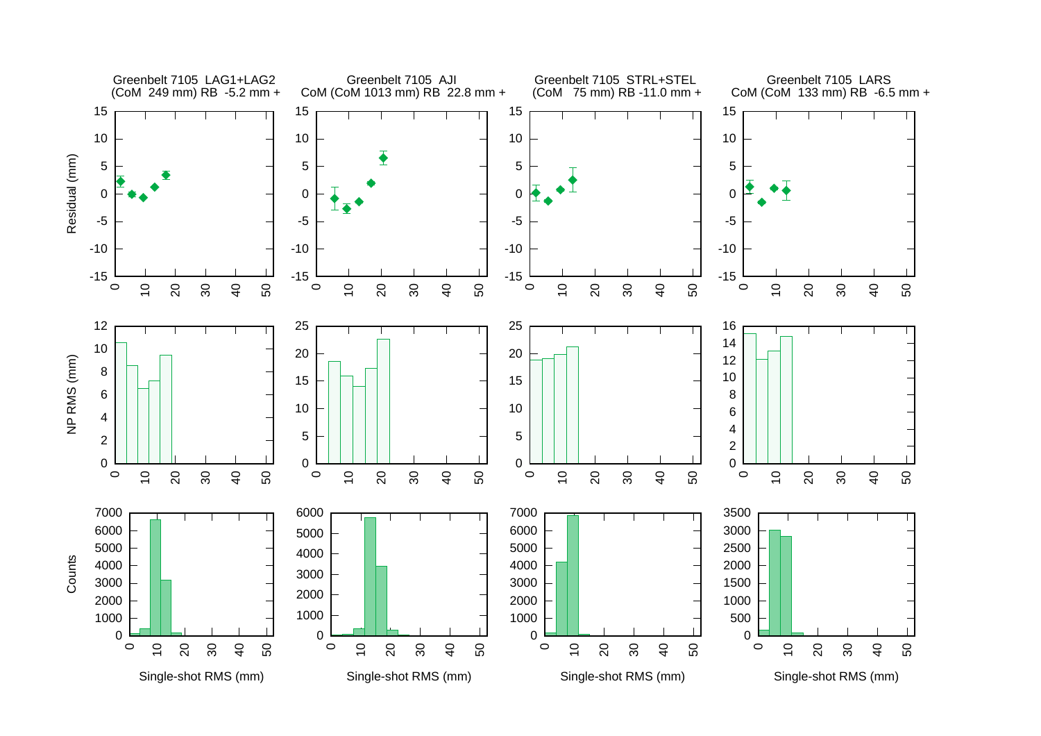Greenbelt 7105 LAG1+LAG2
(CoM 249 mm) RB -5.2 mm +

Greenbelt 7105 AJI
CoM (CoM 1013 mm) RB 22.8 mm +

Greenbelt 7105 STRL+STEL
(CoM 75 mm) RB -11.0 mm +

Greenbelt 7105 LARS
CoM (CoM 133 mm) RB -6.5 mm +

Residual (mm)

NP RMS (mm)

Counts

Single-shot RMS (mm)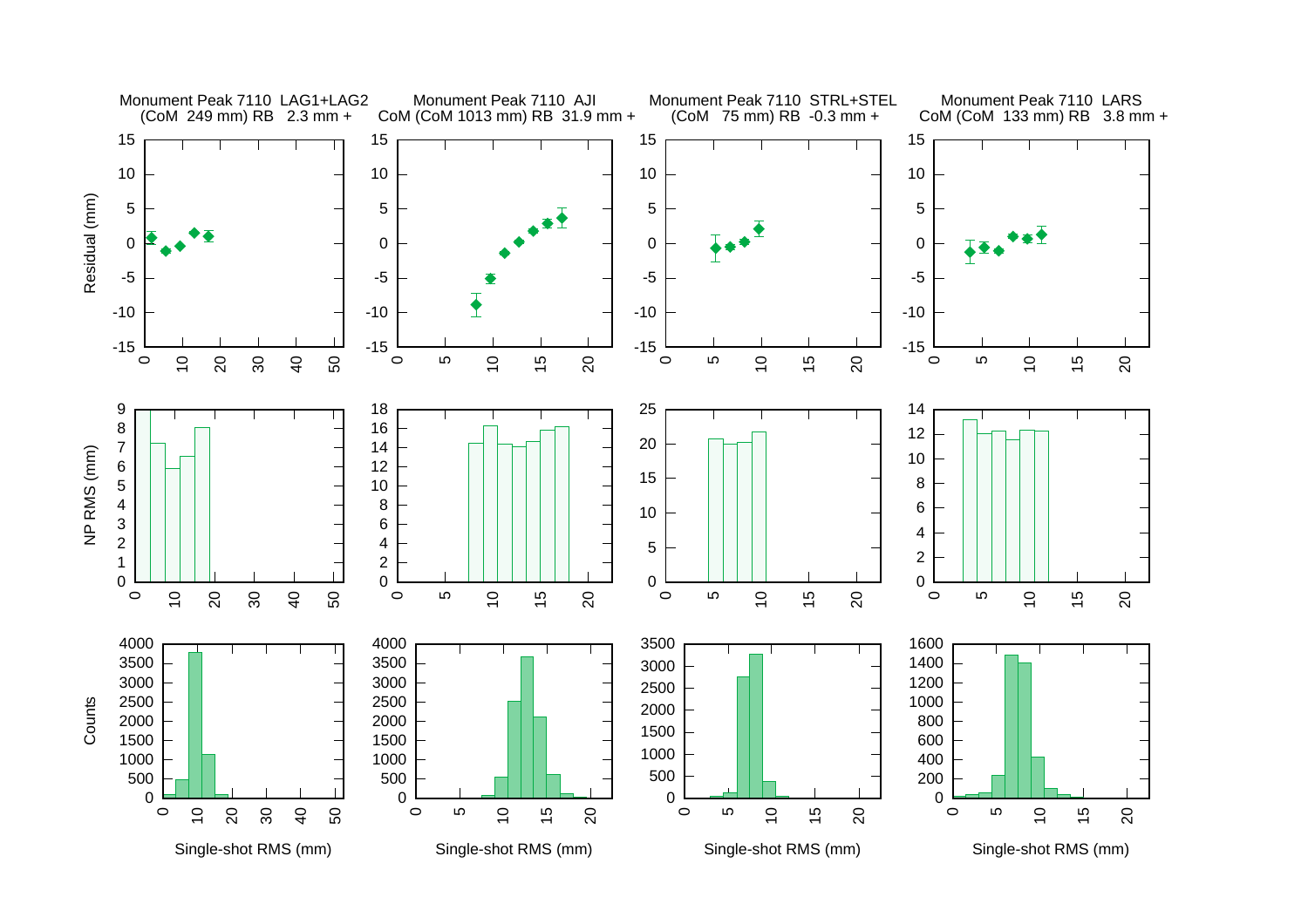Monument Peak 7110 LAG1+LAG2 (CoM 249 mm) RB 2.3 mm +

Monument Peak 7110 AJI CoM (CoM 1013 mm) RB 31.9 mm +

Monument Peak 7110 STRL+STEL (CoM 75 mm) RB -0.3 mm +

Monument Peak 7110 LARS CoM (CoM 133 mm) RB 3.8 mm +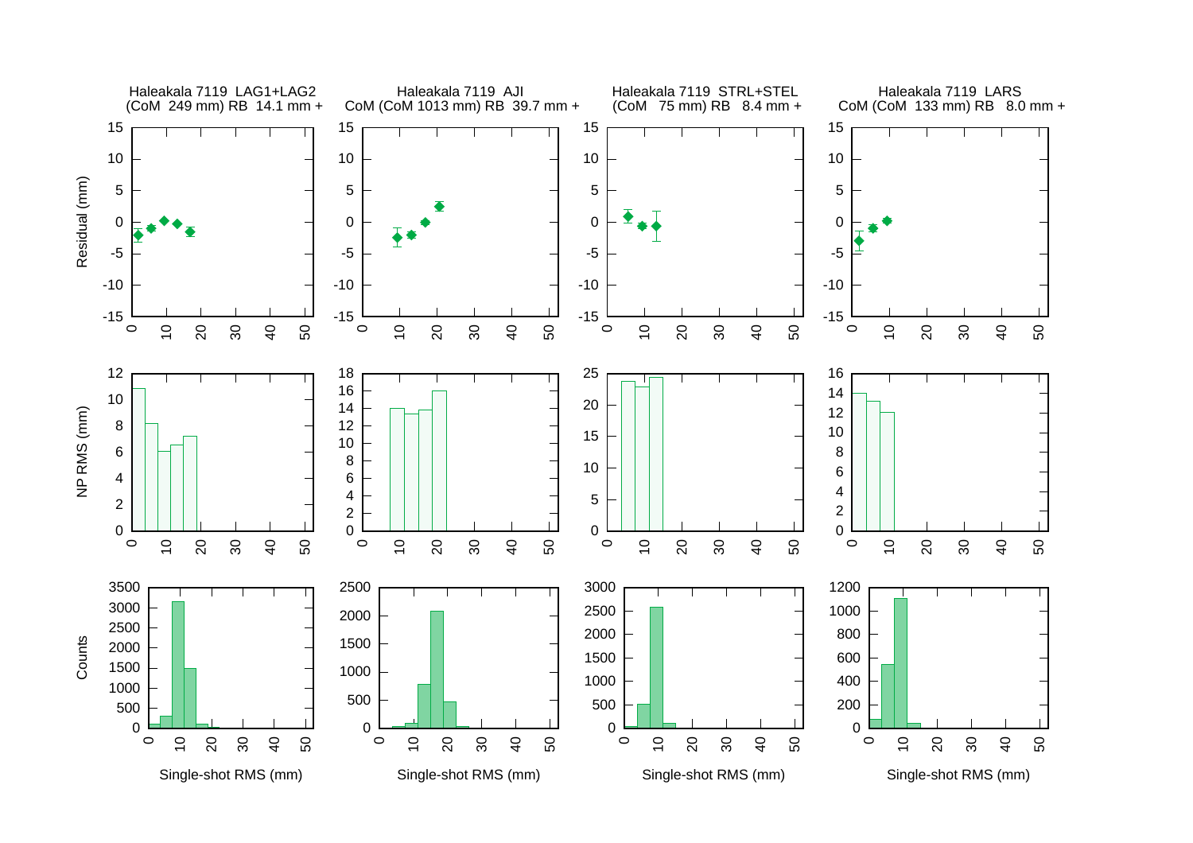Haleakala 7119 LAG1+LAG2
(CoM 249 mm) RB 14.1 mm +

Haleakala 7119 AJI
CoM (CoM 1013 mm) RB 39.7 mm +

Haleakala 7119 STRL+STEL
(CoM 75 mm) RB 8.4 mm +

Haleakala 7119 LARS
CoM (CoM 133 mm) RB 8.0 mm +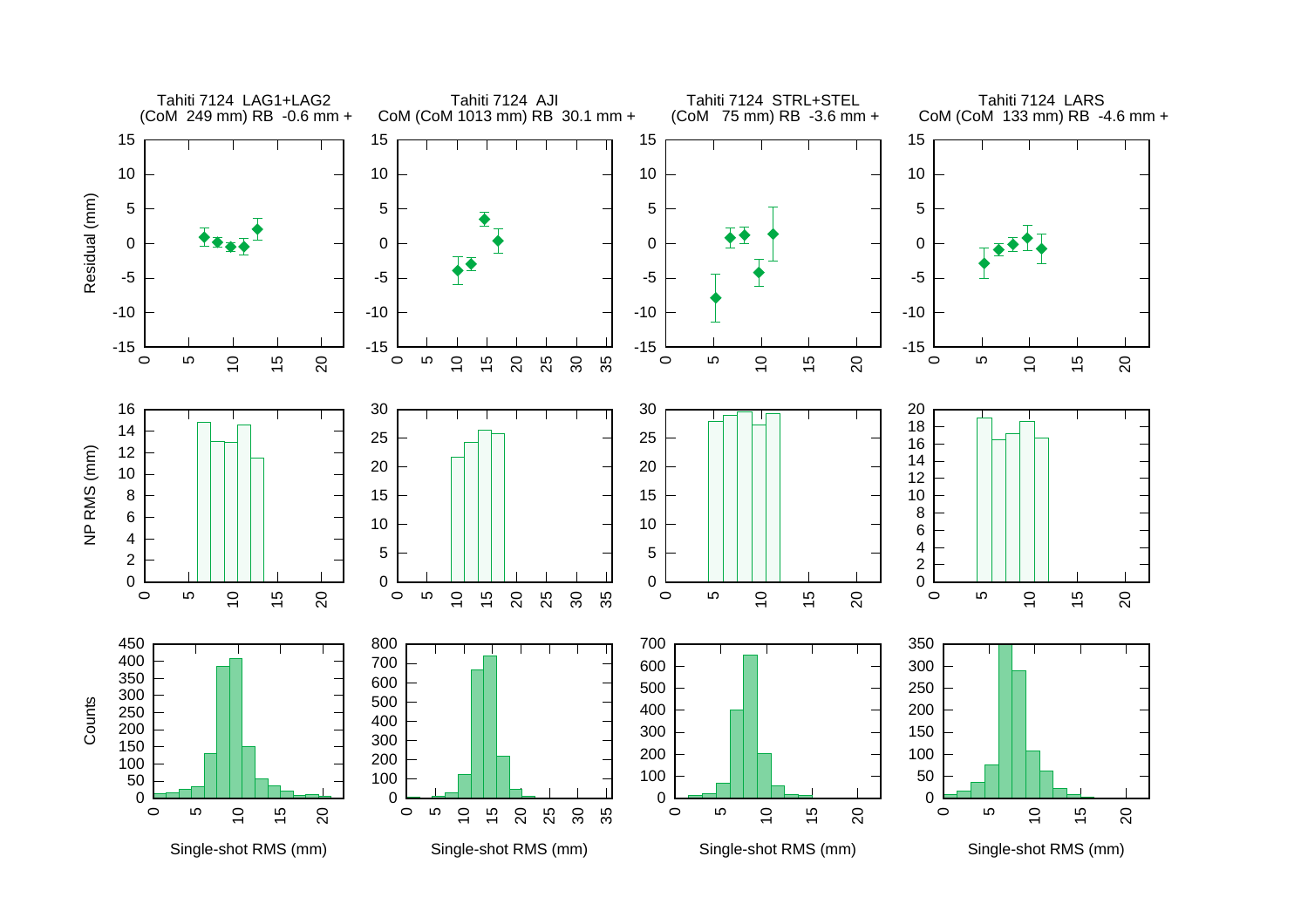Tahiti 7124 LAG1+LAG2
(CoM 249 mm) RB -0.6 mm +

Tahiti 7124 AJI
CoM (CoM 1013 mm) RB 30.1 mm +

Tahiti 7124 STRL+STEL
(CoM 75 mm) RB -3.6 mm +

Tahiti 7124 LARS
CoM (CoM 133 mm) RB -4.6 mm +

Residual (mm)

NP RMS (mm)

Counts

Single-shot RMS (mm)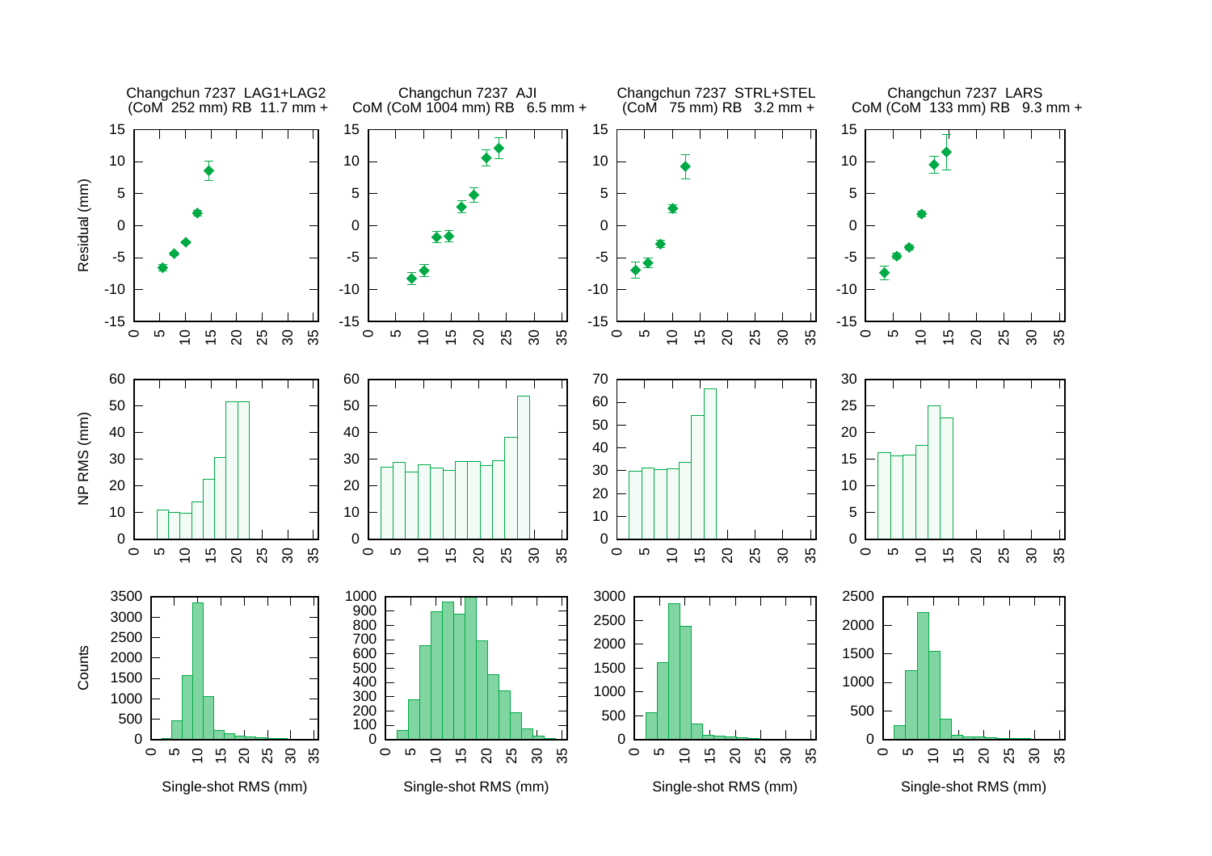Changchun 7237 LAG1+LAG2
(CoM 252 mm) RB 11.7 mm +

Changchun 7237 AJI
CoM (CoM 1004 mm) RB 6.5 mm +

Changchun 7237 STRL+STEL
(CoM 75 mm) RB 3.2 mm +

Changchun 7237 LARS
CoM (CoM 133 mm) RB 9.3 mm +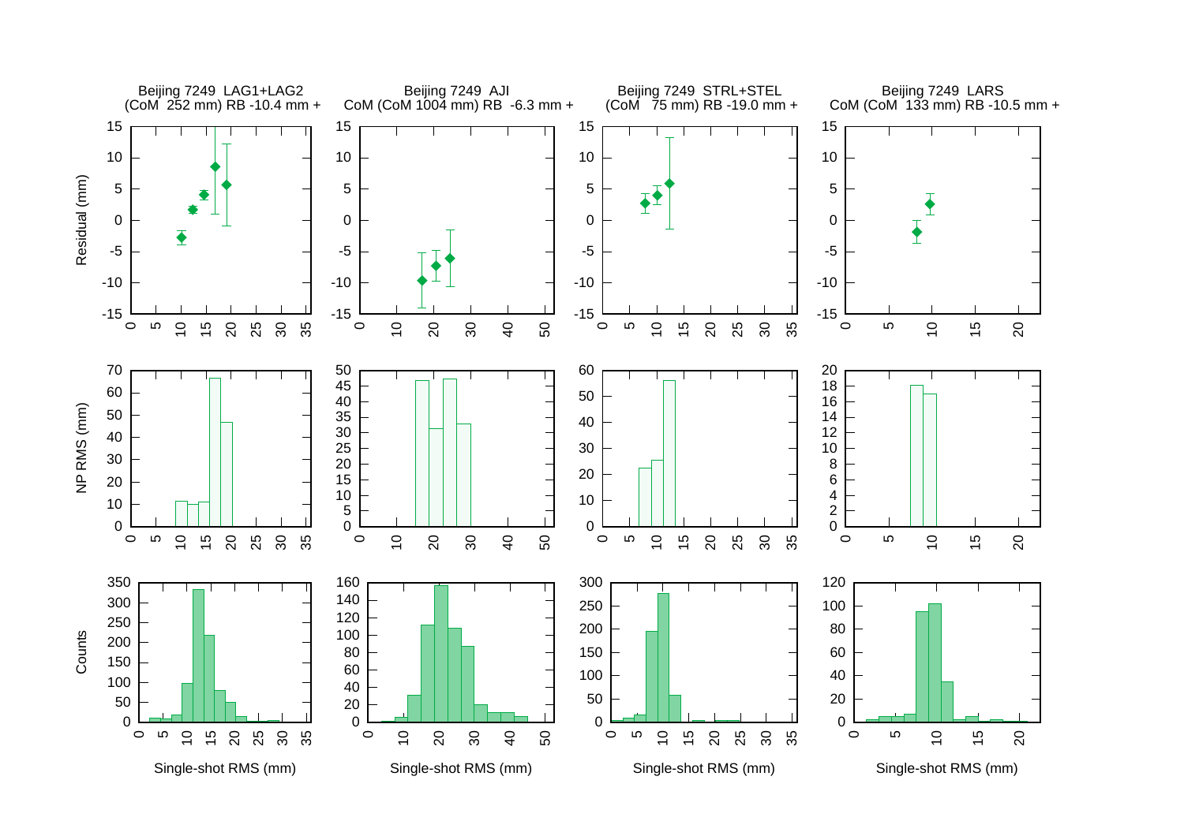Beijing 7249 LAG1+LAG2
(CoM 252 mm) RB -10.4 mm +

Beijing 7249 AJI
CoM (CoM 1004 mm) RB -6.3 mm +

Beijing 7249 STRL+STEL
(CoM 75 mm) RB -19.0 mm +

Beijing 7249 LARS
CoM (CoM 133 mm) RB -10.5 mm +

Residual (mm)

NP RMS (mm)

Counts

Single-shot RMS (mm)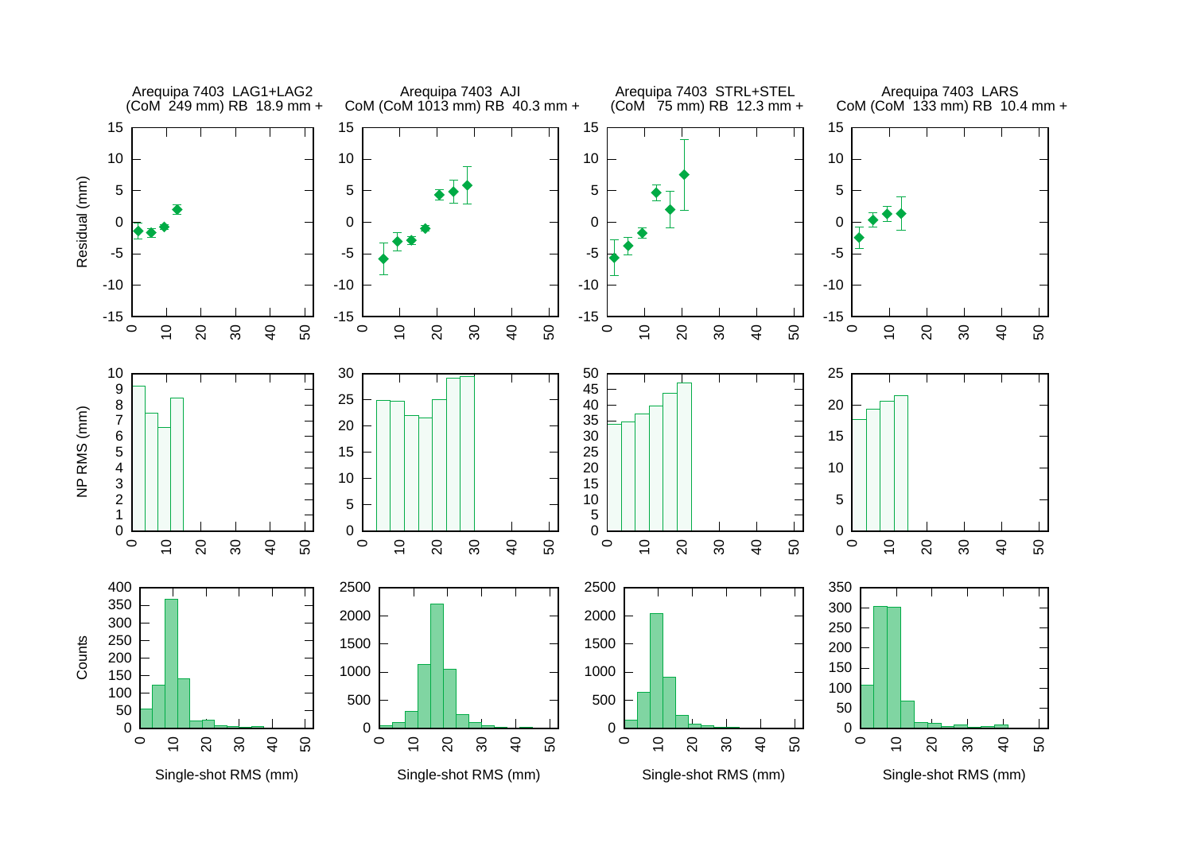Arequipa 7403 LAG1+LAG2
(CoM 249 mm) RB 18.9 mm +

Arequipa 7403 AJI
CoM (CoM 1013 mm) RB 40.3 mm +

Arequipa 7403 STRL+STEL
(CoM 75 mm) RB 12.3 mm +

Arequipa 7403 LARS
CoM (CoM 133 mm) RB 10.4 mm +

Residual (mm)

NP RMS (mm)

Counts

Single-shot RMS (mm)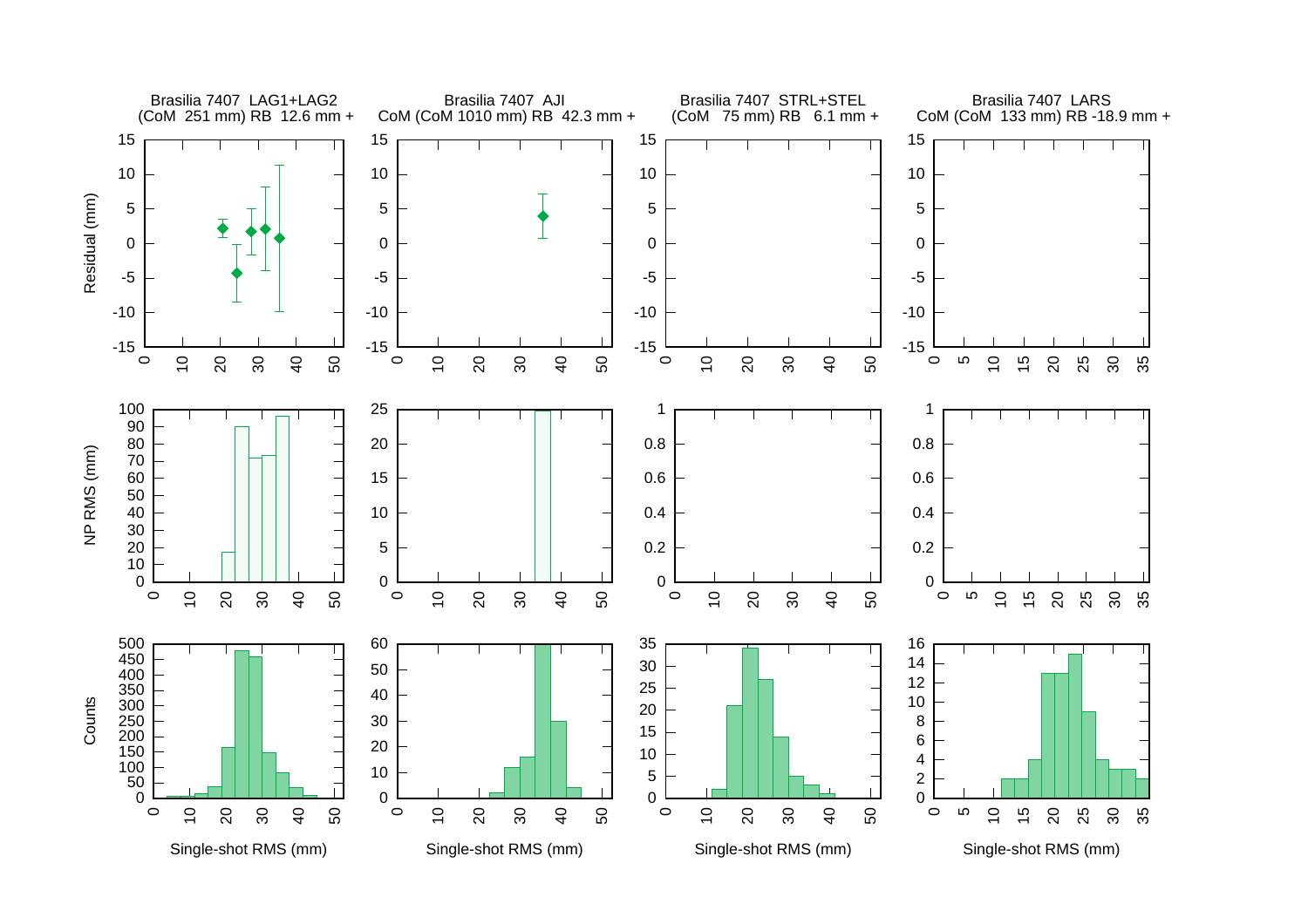Brasilia 7407 LAG1+LAG2
(CoM 251 mm) RB 12.6 mm +

Brasilia 7407 AJI
CoM (CoM 1010 mm) RB 42.3 mm +

Brasilia 7407 STRL+STEL
(CoM 75 mm) RB 6.1 mm +

Brasilia 7407 LARS
CoM (CoM 133 mm) RB -18.9 mm +

Residual (mm)

NP RMS (mm)

Counts

Single-shot RMS (mm)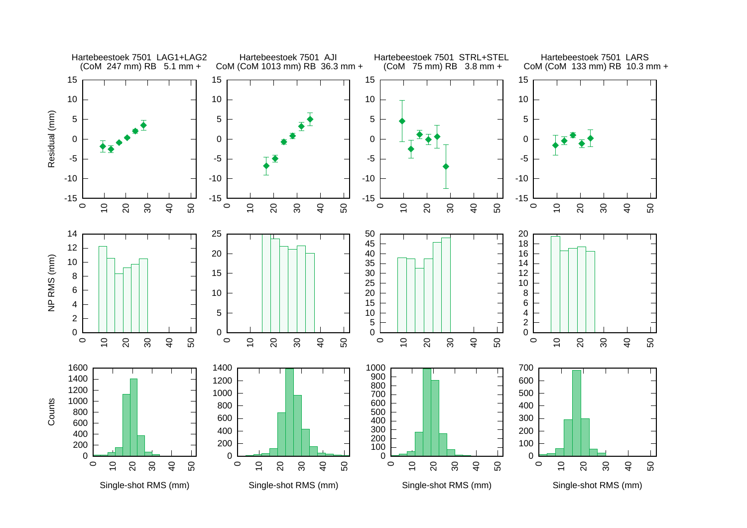Hartebeestoek 7501 LAG1+LAG2
(CoM 247 mm) RB 5.1 mm +

Hartebeestoek 7501 AJI
CoM (CoM 1013 mm) RB 36.3 mm +

Hartebeestoek 7501 STRL+STEL
(CoM 75 mm) RB 3.8 mm +

Hartebeestoek 7501 LARS
CoM (CoM 133 mm) RB 10.3 mm +

Residual (mm)

NP RMS (mm)

Counts

Single-shot RMS (mm)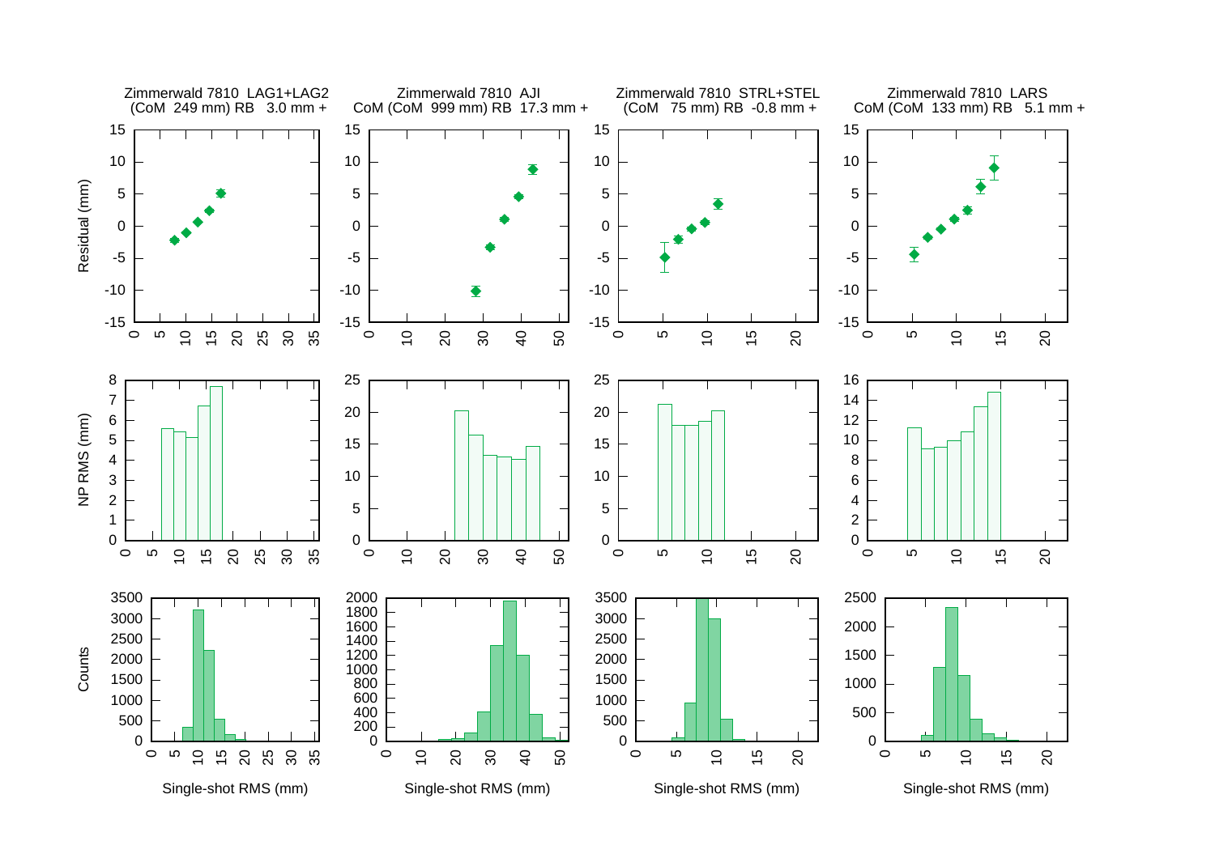Zimmerwald 7810 LAG1+LAG2
(CoM 249 mm) RB 3.0 mm +

Zimmerwald 7810 AJI
CoM (CoM 999 mm) RB 17.3 mm +

Zimmerwald 7810 STRL+STEL
(CoM 75 mm) RB -0.8 mm +

Zimmerwald 7810 LARS
CoM (CoM 133 mm) RB 5.1 mm +

Residual (mm)

NP RMS (mm)

Counts

Single-shot RMS (mm)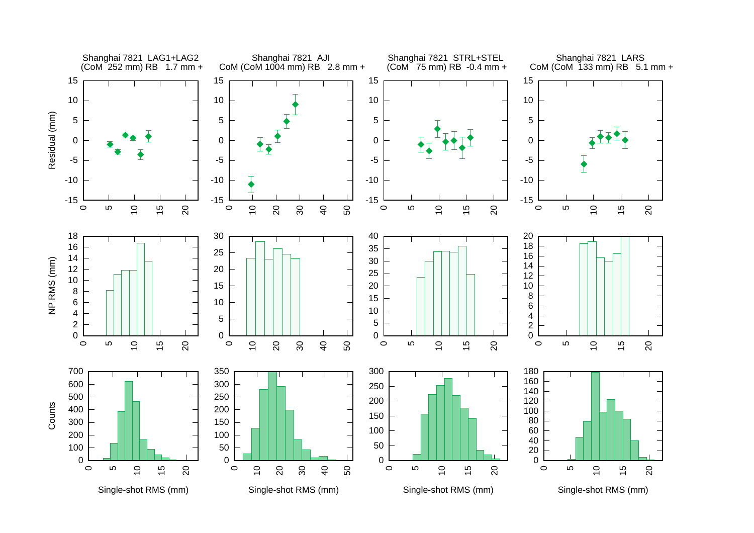Shanghai 7821 LAG1+LAG2
(CoM 252 mm) RB 1.7 mm +

Shanghai 7821 AJI
CoM (CoM 1004 mm) RB 2.8 mm +

Shanghai 7821 STRL+STEL
(CoM 75 mm) RB -0.4 mm +

Shanghai 7821 LARS
CoM (CoM 133 mm) RB 5.1 mm +

Residual (mm)

NP RMS (mm)

Counts

Single-shot RMS (mm)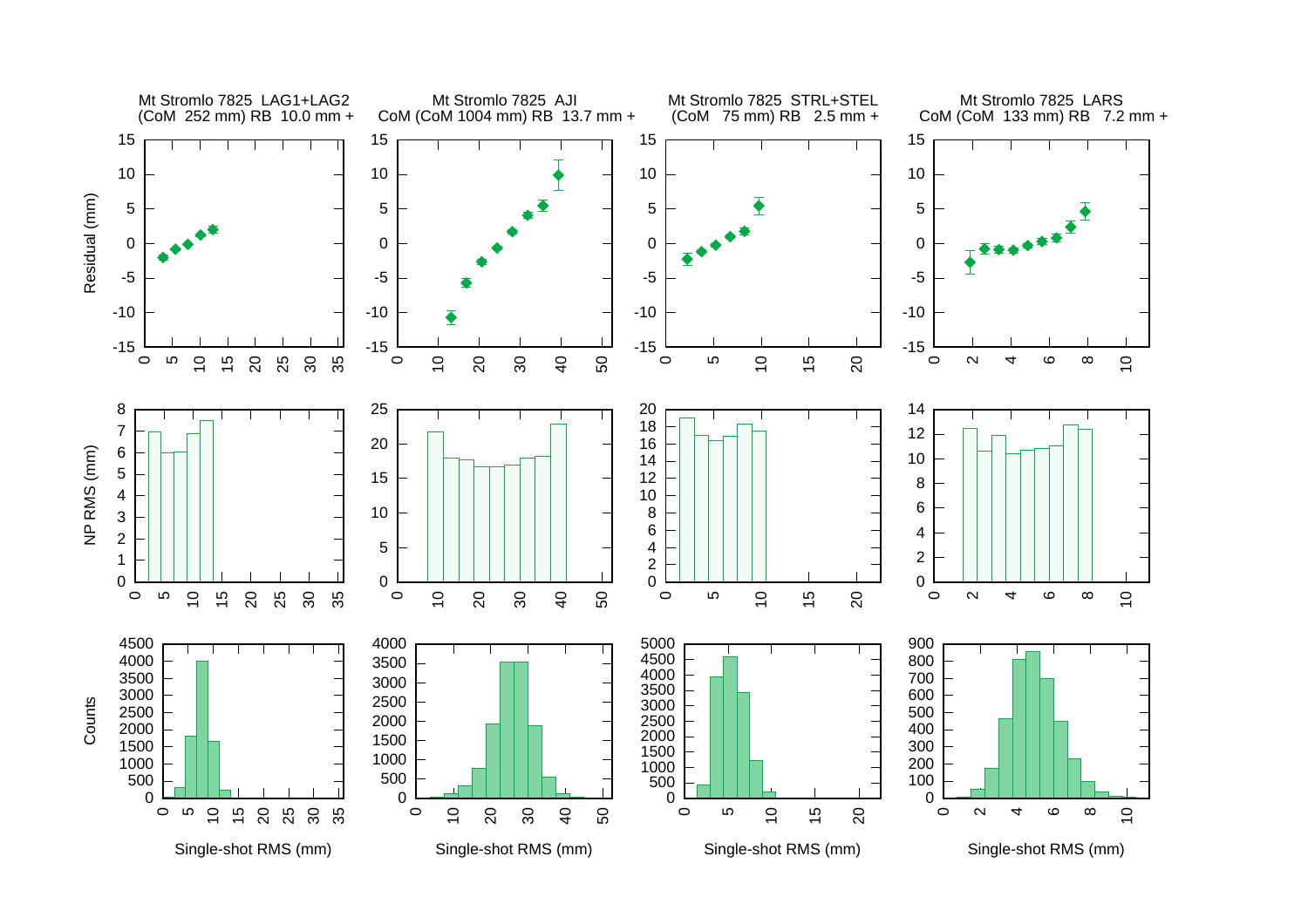Mt Stromlo 7825 LAG1+LAG2
(CoM 252 mm) RB 10.0 mm +

Mt Stromlo 7825 AJI
CoM (CoM 1004 mm) RB 13.7 mm +

Mt Stromlo 7825 STRL+STEL
(CoM 75 mm) RB 2.5 mm +

Mt Stromlo 7825 LARS
CoM (CoM 133 mm) RB 7.2 mm +

Residual (mm)

NP RMS (mm)

Counts

Single-shot RMS (mm)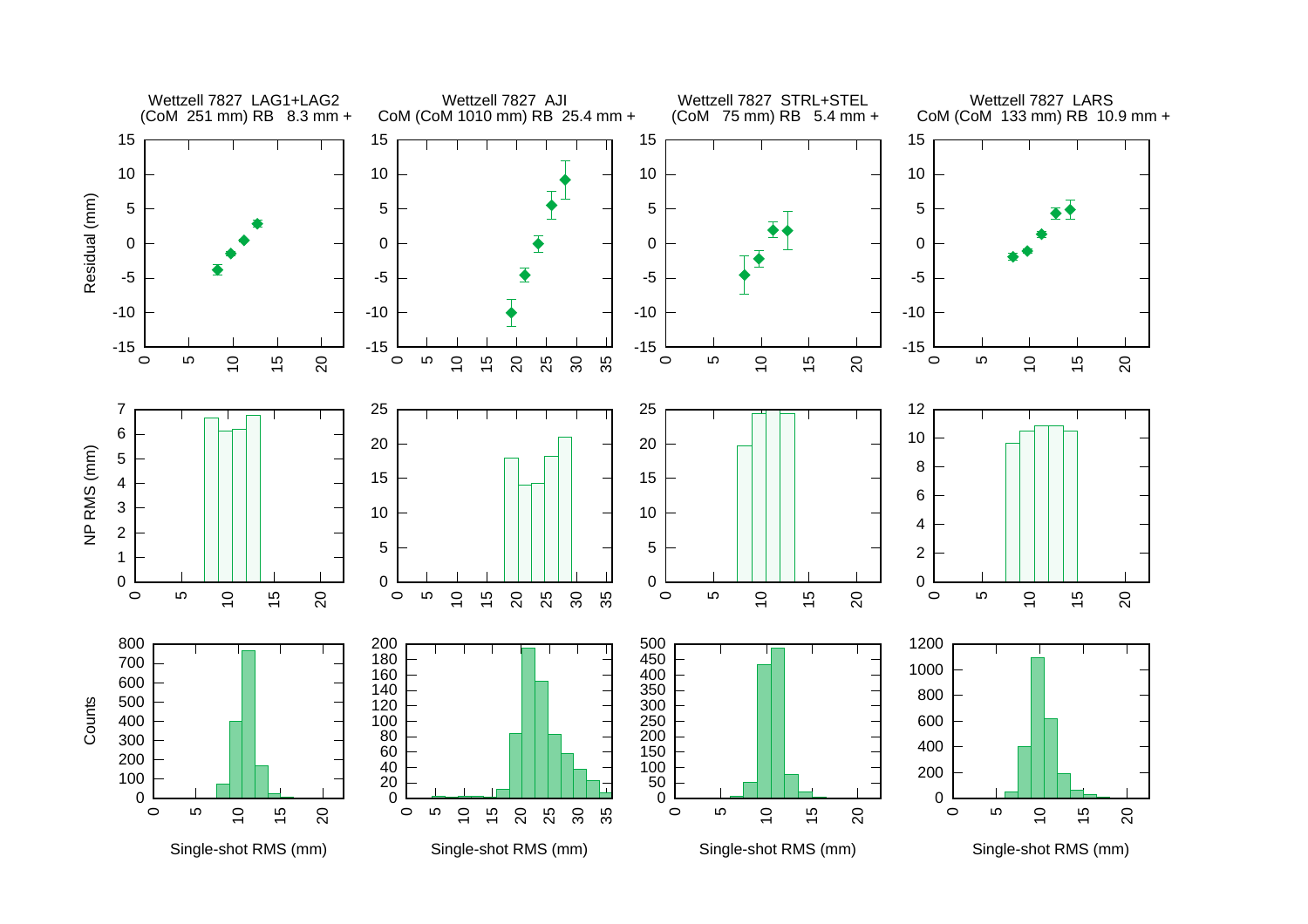Wettzell 7827 LAG1+LAG2
(CoM 251 mm) RB 8.3 mm +

Wettzell 7827 AJI
CoM (CoM 1010 mm) RB 25.4 mm +

Wettzell 7827 STRL+STEL
(CoM 75 mm) RB 5.4 mm +

Wettzell 7827 LARS
CoM (CoM 133 mm) RB 10.9 mm +

Residual (mm)

NP RMS (mm)

Counts

Single-shot RMS (mm)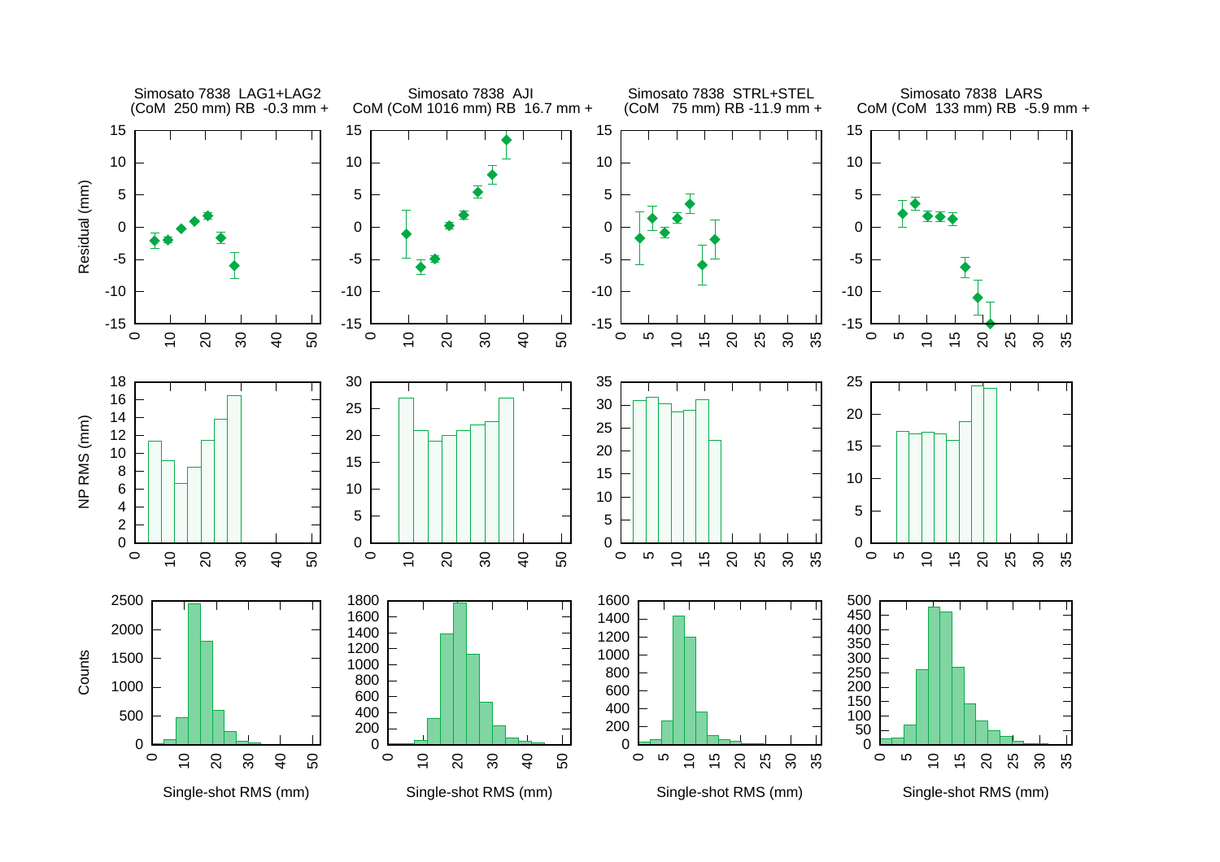Simosato 7838 LAG1+LAG2
(CoM 250 mm) RB -0.3 mm +

Simosato 7838 AJI
CoM (CoM 1016 mm) RB 16.7 mm +

Simosato 7838 STRL+STEL
(CoM 75 mm) RB -11.9 mm +

Simosato 7838 LARS
CoM (CoM 133 mm) RB -5.9 mm +

Residual (mm)

NP RMS (mm)

Counts

Single-shot RMS (mm)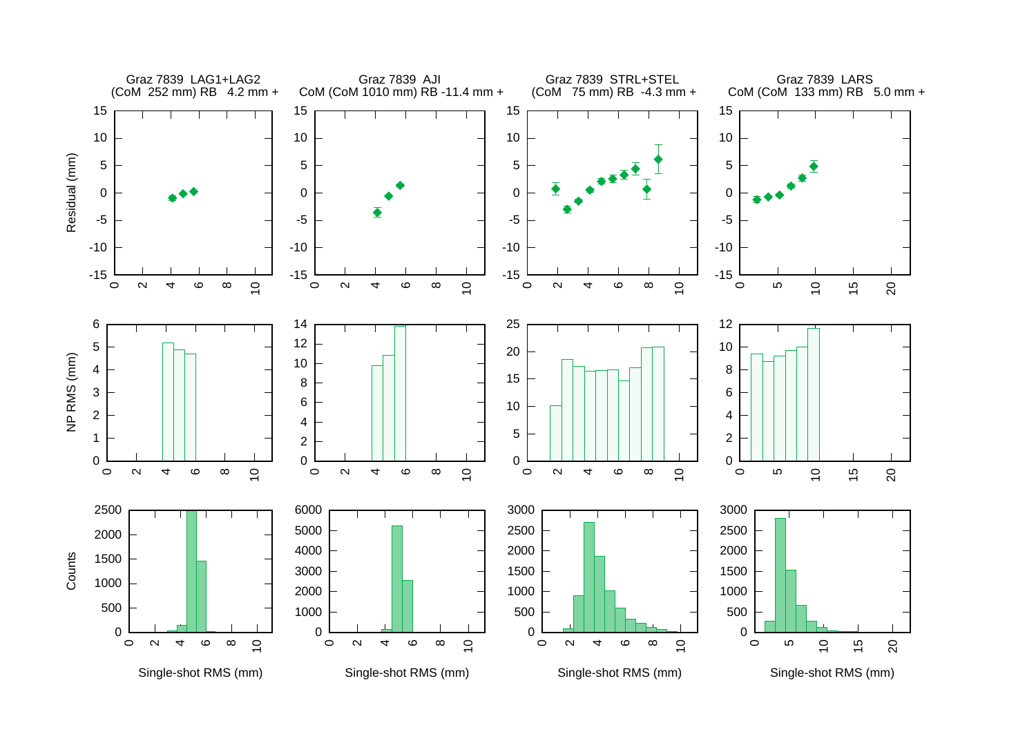Graz 7839 LAG1+LAG2
(CoM 252 mm) RB 4.2 mm +

Graz 7839 AJI
CoM (CoM 1010 mm) RB -11.4 mm +

Graz 7839 STRL+STEL
(CoM 75 mm) RB -4.3 mm +

Graz 7839 LARS
CoM (CoM 133 mm) RB 5.0 mm +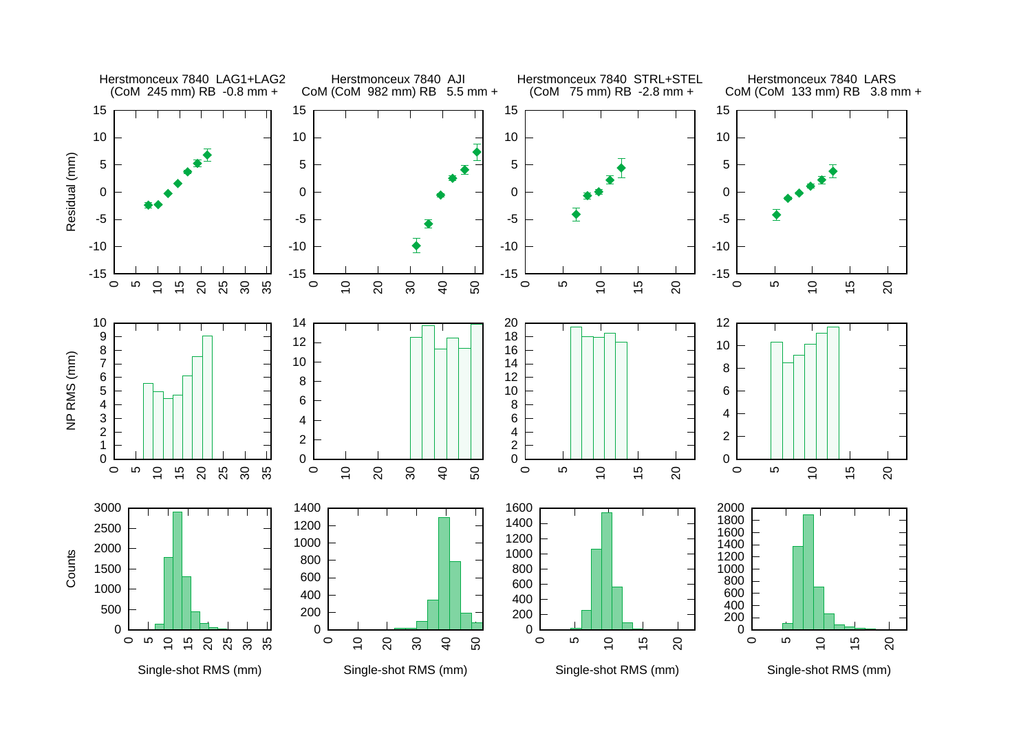Herstmonceux 7840 LAG1+LAG2
(CoM 245 mm) RB -0.8 mm +

Herstmonceux 7840 AJI
CoM (CoM 982 mm) RB 5.5 mm +

Herstmonceux 7840 STRL+STEL
(CoM 75 mm) RB -2.8 mm +

Herstmonceux 7840 LARS
CoM (CoM 133 mm) RB 3.8 mm +

Residual (mm)

NP RMS (mm)

Counts

Single-shot RMS (mm)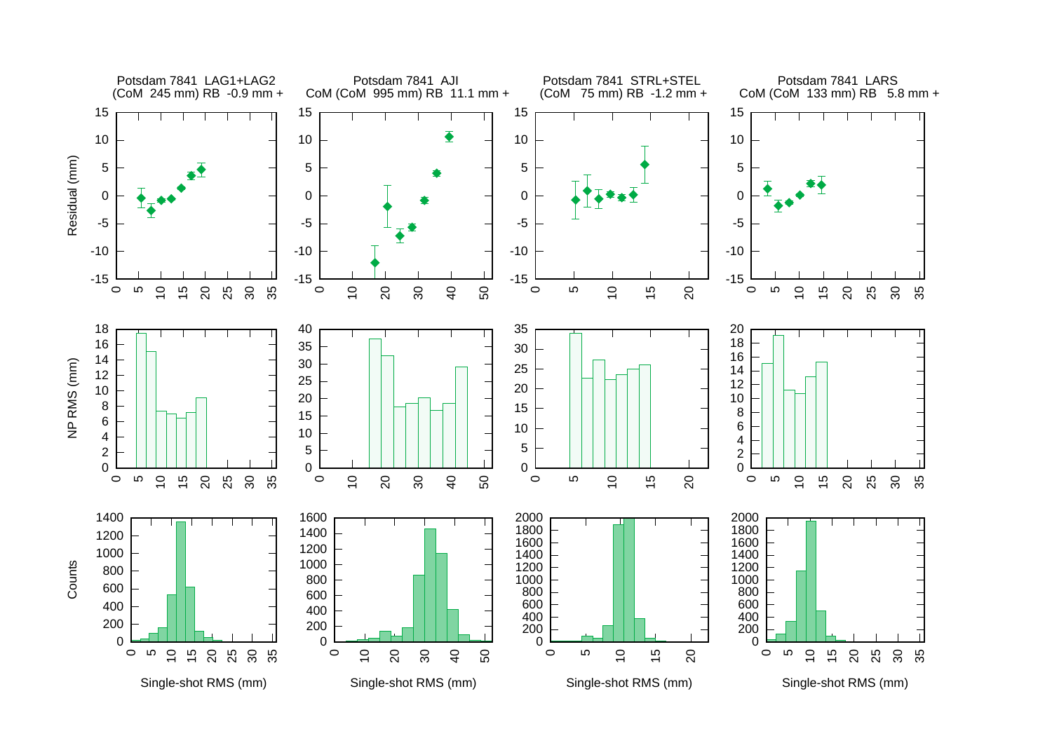Potsdam 7841 LAG1+LAG2
(CoM 245 mm) RB -0.9 mm +

Potsdam 7841 AJI
CoM (CoM 995 mm) RB 11.1 mm +

Potsdam 7841 STRL+STEL
(CoM 75 mm) RB -1.2 mm +

Potsdam 7841 LARS
CoM (CoM 133 mm) RB 5.8 mm +

Residual (mm)

NP RMS (mm)

Counts

Single-shot RMS (mm)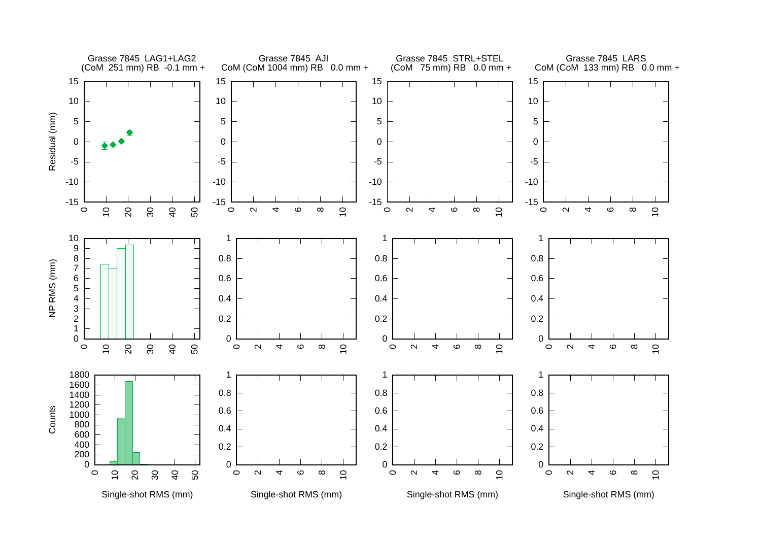Grasse 7845 LAG1+LAG2
(CoM 251 mm) RB -0.1 mm +

Grasse 7845 AJI
CoM (CoM 1004 mm) RB 0.0 mm +

Grasse 7845 STRL+STEL
(CoM 75 mm) RB 0.0 mm +

Grasse 7845 LARS
CoM (CoM 133 mm) RB 0.0 mm +

Residual (mm)

NP RMS (mm)

Counts

Single-shot RMS (mm)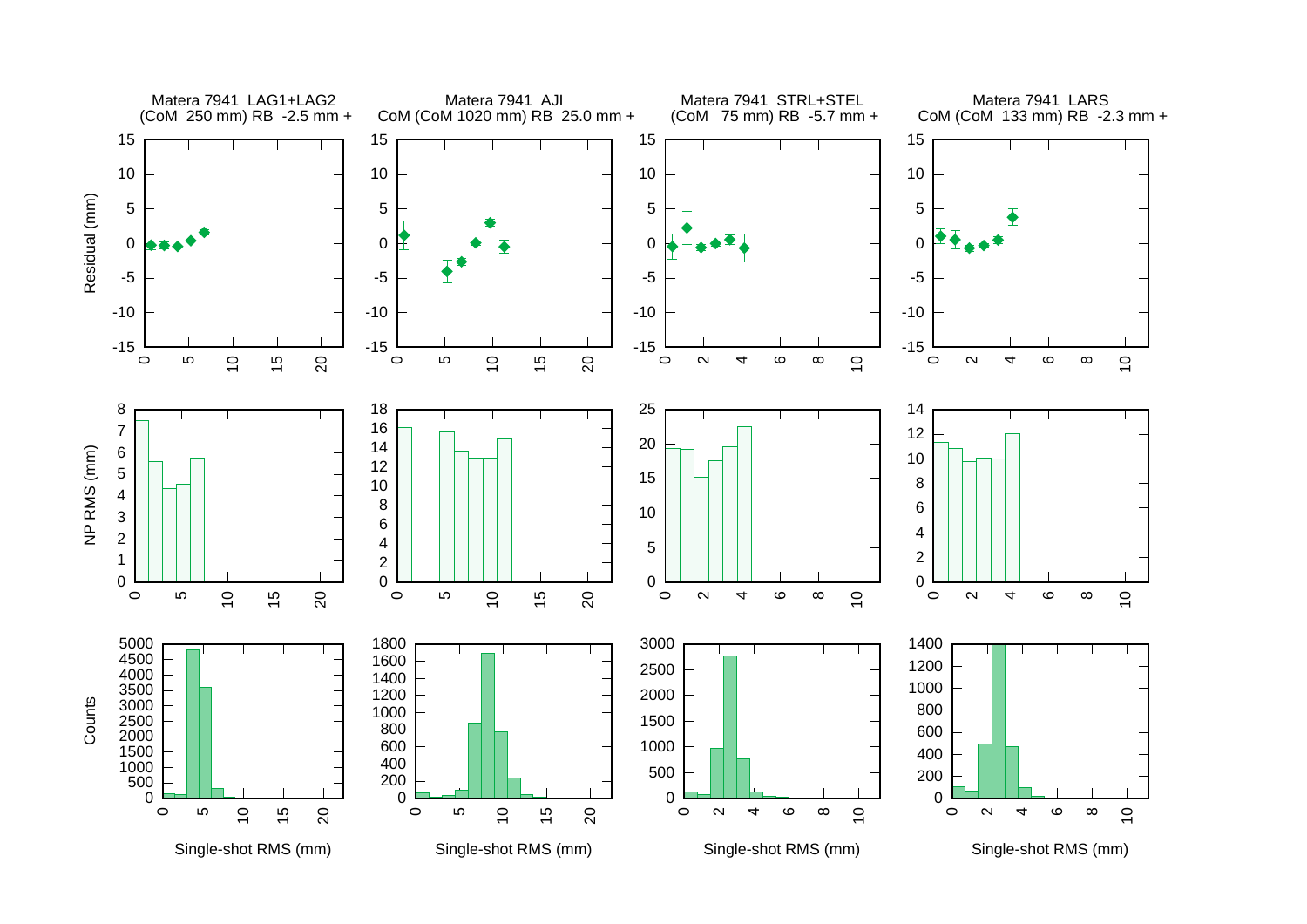Matera 7941 LAG1+LAG2
(CoM 250 mm) RB -2.5 mm +

Matera 7941 AJI
CoM (CoM 1020 mm) RB 25.0 mm +

Matera 7941 STRL+STEL
(CoM 75 mm) RB -5.7 mm +

Matera 7941 LARS
CoM (CoM 133 mm) RB -2.3 mm +

Residual (mm)

NP RMS (mm)

Counts

Single-shot RMS (mm)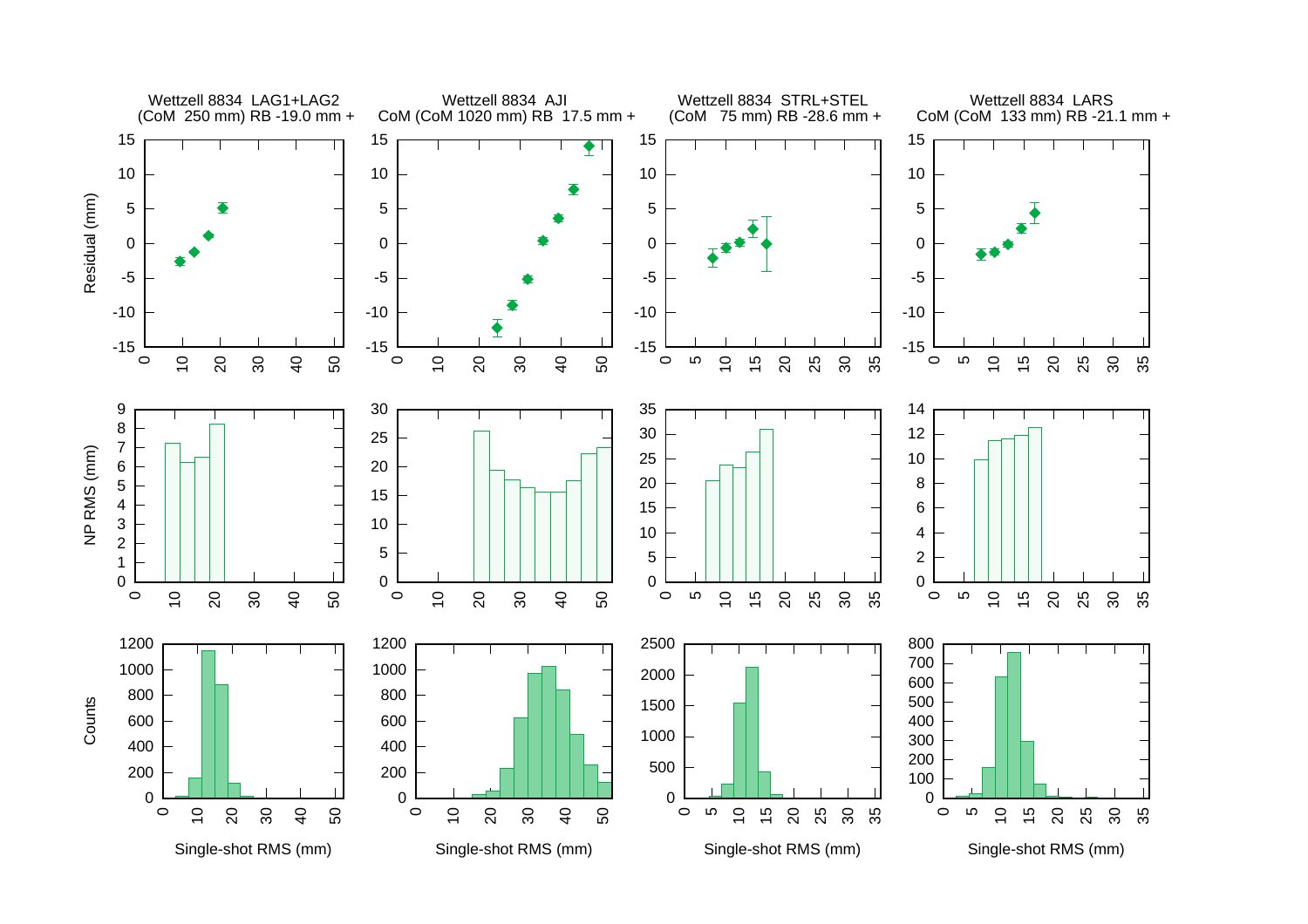Wettzell 8834  LAG1+LAG2
(CoM  250 mm) RB -19.0 mm +

Wettzell 8834  AJI
CoM (CoM 1020 mm) RB  17.5 mm +

Wettzell 8834  STRL+STEL
(CoM   75 mm) RB -28.6 mm +

Wettzell 8834  LARS
CoM (CoM  133 mm) RB -21.1 mm +

Residual (mm)

NP RMS (mm)

Counts

Single-shot RMS (mm)

Single-shot RMS (mm)

Single-shot RMS (mm)

Single-shot RMS (mm)